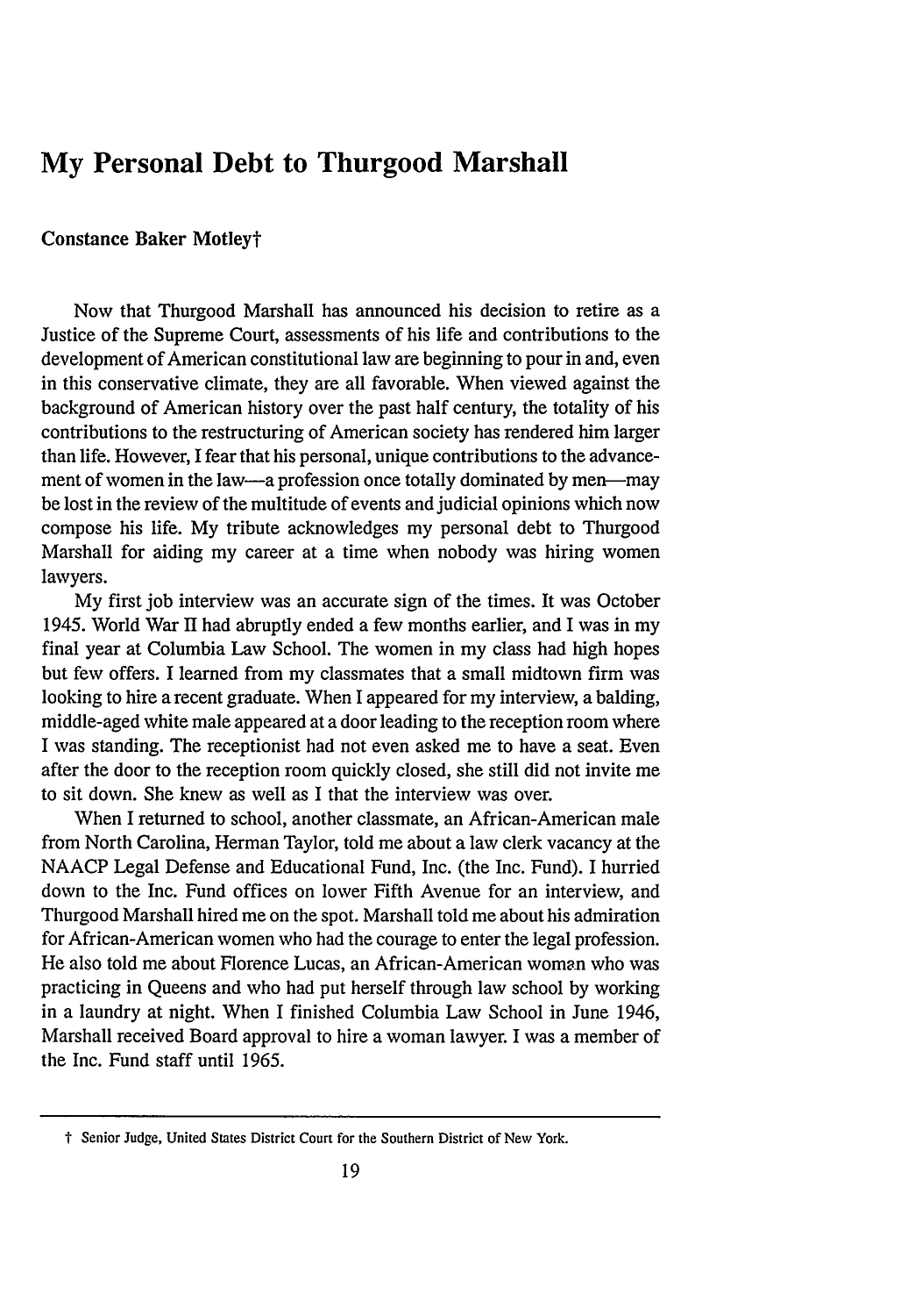# My Personal Debt to Thurgood Marshall

**Constance Baker Motley†**

Now that Thurgood Marshall has announced his decision to retire as a Justice of the Supreme Court, assessments of his life and contributions to the development of American constitutional law are beginning to pour in and, even in this conservative climate, they are all favorable. When viewed against the background of American history over the past half century, the totality of his contributions to the restructuring of American society has rendered him larger than life. However, I fear that his personal, unique contributions to the advancement of women in the law—a profession once totally dominated by men—may be lost in the review of the multitude of events and judicial opinions which now compose his life. My tribute acknowledges my personal debt to Thurgood Marshall for aiding my career at a time when nobody was hiring women lawyers.

My first job interview was an accurate sign of the times. It was October 1945. World War II had abruptly ended a few months earlier, and I was in my final year at Columbia Law School. The women in my class had high hopes but few offers. I learned from my classmates that a small midtown firm was looking to hire a recent graduate. When I appeared for my interview, a balding, middle-aged white male appeared at a door leading to the reception room where I was standing. The receptionist had not even asked me to have a seat. Even after the door to the reception room quickly closed, she still did not invite me to sit down. She knew as well as I that the interview was over.

When I returned to school, another classmate, an African-American male from North Carolina, Herman Taylor, told me about a law clerk vacancy at the NAACP Legal Defense and Educational Fund, Inc. (the Inc. Fund). I hurried down to the Inc. Fund offices on lower Fifth Avenue for an interview, and Thurgood Marshall hired me on the spot. Marshall told me about his admiration for African-American women who had the courage to enter the legal profession. He also told me about Florence Lucas, an African-American woman who was practicing in Queens and who had put herself through law school by working in a laundry at night. When I finished Columbia Law School in June 1946, Marshall received Board approval to hire a woman lawyer. I was a member of the Inc. Fund staff until 1965.

---

† Senior Judge, United States District Court for the Southern District of New York.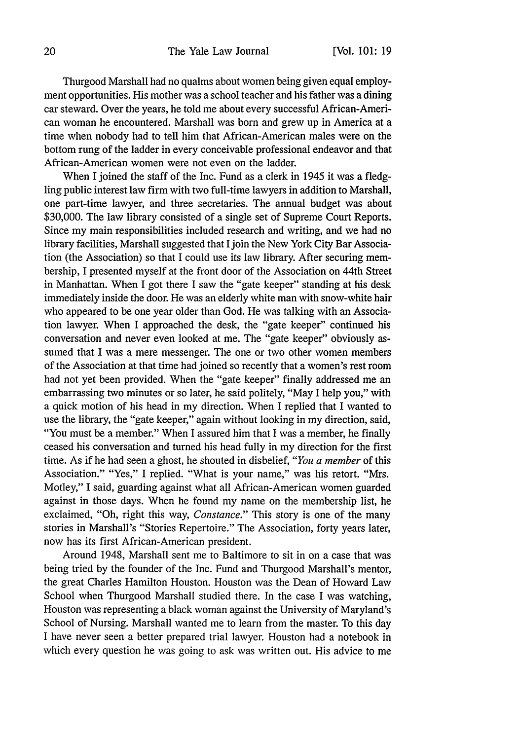Thurgood Marshall had no qualms about women being given equal employment opportunities. His mother was a school teacher and his father was a dining car steward. Over the years, he told me about every successful African-American woman he encountered. Marshall was born and grew up in America at a time when nobody had to tell him that African-American males were on the bottom rung of the ladder in every conceivable professional endeavor and that African-American women were not even on the ladder.

When I joined the staff of the Inc. Fund as a clerk in 1945 it was a fledgling public interest law firm with two full-time lawyers in addition to Marshall, one part-time lawyer, and three secretaries. The annual budget was about $30,000. The law library consisted of a single set of Supreme Court Reports. Since my main responsibilities included research and writing, and we had no library facilities, Marshall suggested that I join the New York City Bar Association (the Association) so that I could use its law library. After securing membership, I presented myself at the front door of the Association on 44th Street in Manhattan. When I got there I saw the "gate keeper" standing at his desk immediately inside the door. He was an elderly white man with snow-white hair who appeared to be one year older than God. He was talking with an Association lawyer. When I approached the desk, the "gate keeper" continued his conversation and never even looked at me. The "gate keeper" obviously assumed that I was a mere messenger. The one or two other women members of the Association at that time had joined so recently that a women's rest room had not yet been provided. When the "gate keeper" finally addressed me an embarrassing two minutes or so later, he said politely, "May I help you," with a quick motion of his head in my direction. When I replied that I wanted to use the library, the "gate keeper," again without looking in my direction, said, "You must be a member." When I assured him that I was a member, he finally ceased his conversation and turned his head fully in my direction for the first time. As if he had seen a ghost, he shouted in disbelief, "*You a member* of this Association." "Yes," I replied. "What is your name," was his retort. "Mrs. Motley," I said, guarding against what all African-American women guarded against in those days. When he found my name on the membership list, he exclaimed, "Oh, right this way, *Constance*." This story is one of the many stories in Marshall's "Stories Repertoire." The Association, forty years later, now has its first African-American president.

Around 1948, Marshall sent me to Baltimore to sit in on a case that was being tried by the founder of the Inc. Fund and Thurgood Marshall's mentor, the great Charles Hamilton Houston. Houston was the Dean of Howard Law School when Thurgood Marshall studied there. In the case I was watching, Houston was representing a black woman against the University of Maryland's School of Nursing. Marshall wanted me to learn from the master. To this day I have never seen a better prepared trial lawyer. Houston had a notebook in which every question he was going to ask was written out. His advice to me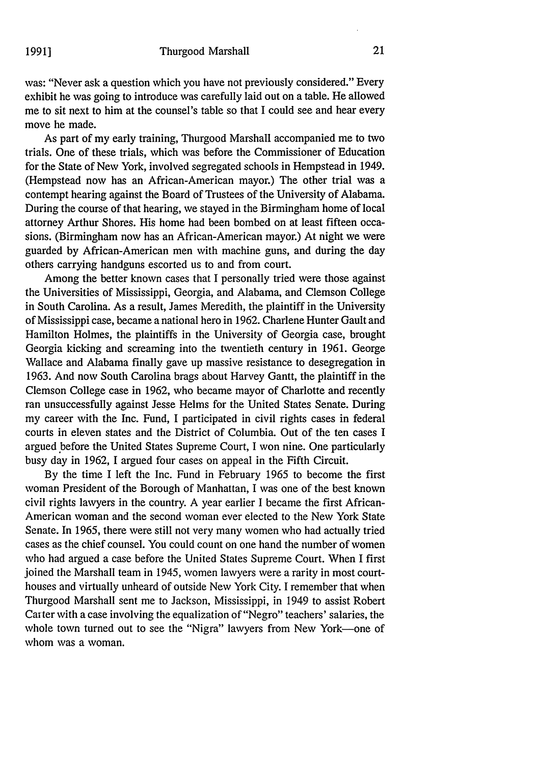was: "Never ask a question which you have not previously considered." Every exhibit he was going to introduce was carefully laid out on a table. He allowed me to sit next to him at the counsel's table so that I could see and hear every move he made.

As part of my early training, Thurgood Marshall accompanied me to two trials. One of these trials, which was before the Commissioner of Education for the State of New York, involved segregated schools in Hempstead in 1949. (Hempstead now has an African-American mayor.) The other trial was a contempt hearing against the Board of Trustees of the University of Alabama. During the course of that hearing, we stayed in the Birmingham home of local attorney Arthur Shores. His home had been bombed on at least fifteen occasions. (Birmingham now has an African-American mayor.) At night we were guarded by African-American men with machine guns, and during the day others carrying handguns escorted us to and from court.

Among the better known cases that I personally tried were those against the Universities of Mississippi, Georgia, and Alabama, and Clemson College in South Carolina. As a result, James Meredith, the plaintiff in the University of Mississippi case, became a national hero in 1962. Charlene Hunter Gault and Hamilton Holmes, the plaintiffs in the University of Georgia case, brought Georgia kicking and screaming into the twentieth century in 1961. George Wallace and Alabama finally gave up massive resistance to desegregation in 1963. And now South Carolina brags about Harvey Gantt, the plaintiff in the Clemson College case in 1962, who became mayor of Charlotte and recently ran unsuccessfully against Jesse Helms for the United States Senate. During my career with the Inc. Fund, I participated in civil rights cases in federal courts in eleven states and the District of Columbia. Out of the ten cases I argued before the United States Supreme Court, I won nine. One particularly busy day in 1962, I argued four cases on appeal in the Fifth Circuit.

By the time I left the Inc. Fund in February 1965 to become the first woman President of the Borough of Manhattan, I was one of the best known civil rights lawyers in the country. A year earlier I became the first African-American woman and the second woman ever elected to the New York State Senate. In 1965, there were still not very many women who had actually tried cases as the chief counsel. You could count on one hand the number of women who had argued a case before the United States Supreme Court. When I first joined the Marshall team in 1945, women lawyers were a rarity in most courthouses and virtually unheard of outside New York City. I remember that when Thurgood Marshall sent me to Jackson, Mississippi, in 1949 to assist Robert Carter with a case involving the equalization of "Negro" teachers' salaries, the whole town turned out to see the "Nigra" lawyers from New York—one of whom was a woman.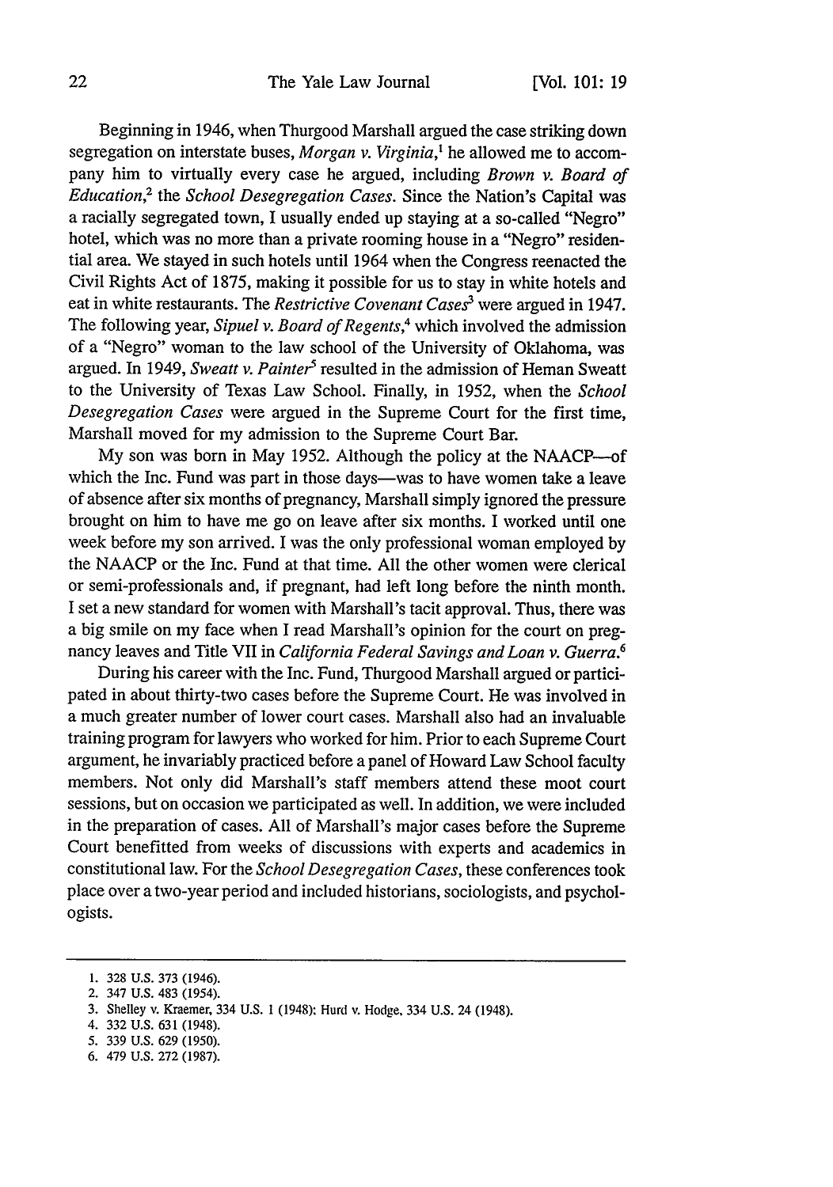Beginning in 1946, when Thurgood Marshall argued the case striking down segregation on interstate buses, *Morgan v. Virginia*,[1] he allowed me to accompany him to virtually every case he argued, including *Brown v. Board of Education*,[2] the *School Desegregation Cases*. Since the Nation's Capital was a racially segregated town, I usually ended up staying at a so-called "Negro" hotel, which was no more than a private rooming house in a "Negro" residential area. We stayed in such hotels until 1964 when the Congress reenacted the Civil Rights Act of 1875, making it possible for us to stay in white hotels and eat in white restaurants. The *Restrictive Covenant Cases*[3] were argued in 1947. The following year, *Sipuel v. Board of Regents*,[4] which involved the admission of a "Negro" woman to the law school of the University of Oklahoma, was argued. In 1949, *Sweatt v. Painter*[5] resulted in the admission of Heman Sweatt to the University of Texas Law School. Finally, in 1952, when the *School Desegregation Cases* were argued in the Supreme Court for the first time, Marshall moved for my admission to the Supreme Court Bar.

My son was born in May 1952. Although the policy at the NAACP—of which the Inc. Fund was part in those days—was to have women take a leave of absence after six months of pregnancy, Marshall simply ignored the pressure brought on him to have me go on leave after six months. I worked until one week before my son arrived. I was the only professional woman employed by the NAACP or the Inc. Fund at that time. All the other women were clerical or semi-professionals and, if pregnant, had left long before the ninth month. I set a new standard for women with Marshall's tacit approval. Thus, there was a big smile on my face when I read Marshall's opinion for the court on pregnancy leaves and Title VII in *California Federal Savings and Loan v. Guerra*.[6]

During his career with the Inc. Fund, Thurgood Marshall argued or participated in about thirty-two cases before the Supreme Court. He was involved in a much greater number of lower court cases. Marshall also had an invaluable training program for lawyers who worked for him. Prior to each Supreme Court argument, he invariably practiced before a panel of Howard Law School faculty members. Not only did Marshall's staff members attend these moot court sessions, but on occasion we participated as well. In addition, we were included in the preparation of cases. All of Marshall's major cases before the Supreme Court benefitted from weeks of discussions with experts and academics in constitutional law. For the *School Desegregation Cases*, these conferences took place over a two-year period and included historians, sociologists, and psychologists.

---

1. 328 U.S. 373 (1946).
2. 347 U.S. 483 (1954).
3. Shelley v. Kraemer, 334 U.S. 1 (1948); Hurd v. Hodge, 334 U.S. 24 (1948).
4. 332 U.S. 631 (1948).
5. 339 U.S. 629 (1950).
6. 479 U.S. 272 (1987).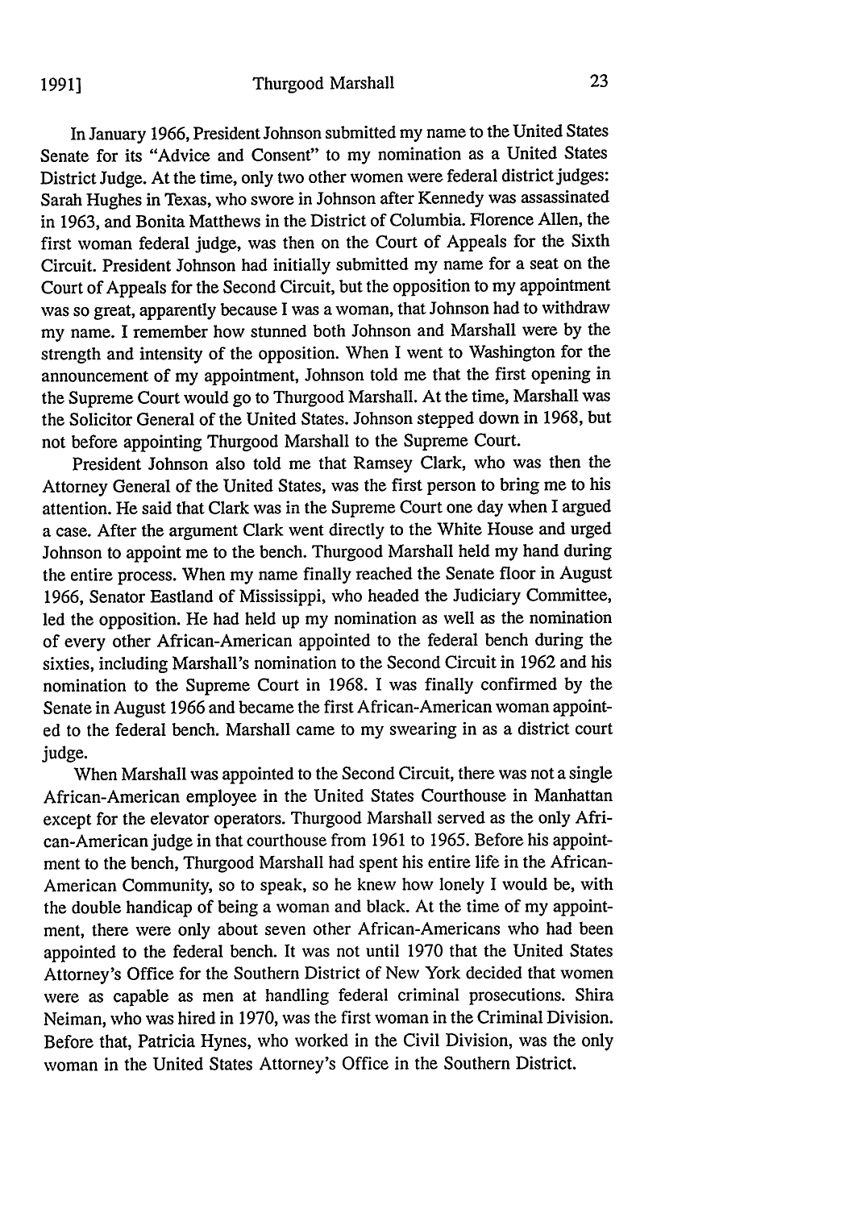In January 1966, President Johnson submitted my name to the United States Senate for its "Advice and Consent" to my nomination as a United States District Judge. At the time, only two other women were federal district judges: Sarah Hughes in Texas, who swore in Johnson after Kennedy was assassinated in 1963, and Bonita Matthews in the District of Columbia. Florence Allen, the first woman federal judge, was then on the Court of Appeals for the Sixth Circuit. President Johnson had initially submitted my name for a seat on the Court of Appeals for the Second Circuit, but the opposition to my appointment was so great, apparently because I was a woman, that Johnson had to withdraw my name. I remember how stunned both Johnson and Marshall were by the strength and intensity of the opposition. When I went to Washington for the announcement of my appointment, Johnson told me that the first opening in the Supreme Court would go to Thurgood Marshall. At the time, Marshall was the Solicitor General of the United States. Johnson stepped down in 1968, but not before appointing Thurgood Marshall to the Supreme Court.

President Johnson also told me that Ramsey Clark, who was then the Attorney General of the United States, was the first person to bring me to his attention. He said that Clark was in the Supreme Court one day when I argued a case. After the argument Clark went directly to the White House and urged Johnson to appoint me to the bench. Thurgood Marshall held my hand during the entire process. When my name finally reached the Senate floor in August 1966, Senator Eastland of Mississippi, who headed the Judiciary Committee, led the opposition. He had held up my nomination as well as the nomination of every other African-American appointed to the federal bench during the sixties, including Marshall's nomination to the Second Circuit in 1962 and his nomination to the Supreme Court in 1968. I was finally confirmed by the Senate in August 1966 and became the first African-American woman appointed to the federal bench. Marshall came to my swearing in as a district court judge.

When Marshall was appointed to the Second Circuit, there was not a single African-American employee in the United States Courthouse in Manhattan except for the elevator operators. Thurgood Marshall served as the only African-American judge in that courthouse from 1961 to 1965. Before his appointment to the bench, Thurgood Marshall had spent his entire life in the African-American Community, so to speak, so he knew how lonely I would be, with the double handicap of being a woman and black. At the time of my appointment, there were only about seven other African-Americans who had been appointed to the federal bench. It was not until 1970 that the United States Attorney's Office for the Southern District of New York decided that women were as capable as men at handling federal criminal prosecutions. Shira Neiman, who was hired in 1970, was the first woman in the Criminal Division. Before that, Patricia Hynes, who worked in the Civil Division, was the only woman in the United States Attorney's Office in the Southern District.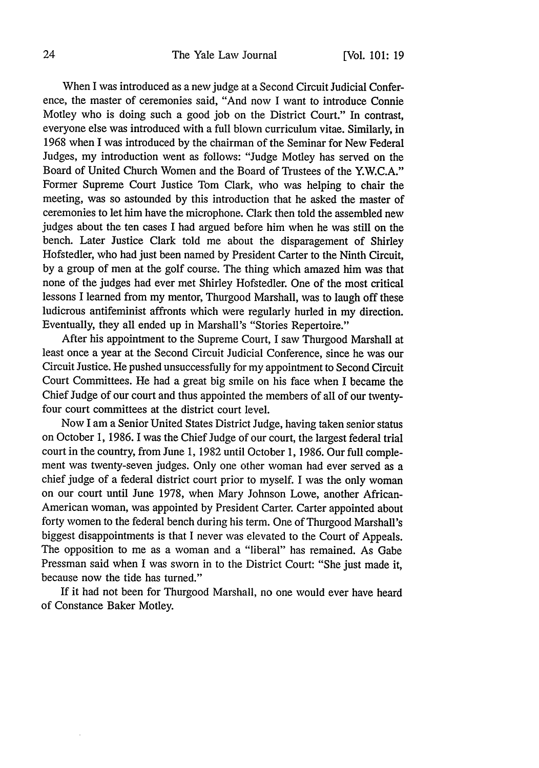When I was introduced as a new judge at a Second Circuit Judicial Conference, the master of ceremonies said, "And now I want to introduce Connie Motley who is doing such a good job on the District Court." In contrast, everyone else was introduced with a full blown curriculum vitae. Similarly, in 1968 when I was introduced by the chairman of the Seminar for New Federal Judges, my introduction went as follows: "Judge Motley has served on the Board of United Church Women and the Board of Trustees of the Y.W.C.A." Former Supreme Court Justice Tom Clark, who was helping to chair the meeting, was so astounded by this introduction that he asked the master of ceremonies to let him have the microphone. Clark then told the assembled new judges about the ten cases I had argued before him when he was still on the bench. Later Justice Clark told me about the disparagement of Shirley Hofstedler, who had just been named by President Carter to the Ninth Circuit, by a group of men at the golf course. The thing which amazed him was that none of the judges had ever met Shirley Hofstedler. One of the most critical lessons I learned from my mentor, Thurgood Marshall, was to laugh off these ludicrous antifeminist affronts which were regularly hurled in my direction. Eventually, they all ended up in Marshall's "Stories Repertoire."

After his appointment to the Supreme Court, I saw Thurgood Marshall at least once a year at the Second Circuit Judicial Conference, since he was our Circuit Justice. He pushed unsuccessfully for my appointment to Second Circuit Court Committees. He had a great big smile on his face when I became the Chief Judge of our court and thus appointed the members of all of our twenty-four court committees at the district court level.

Now I am a Senior United States District Judge, having taken senior status on October 1, 1986. I was the Chief Judge of our court, the largest federal trial court in the country, from June 1, 1982 until October 1, 1986. Our full complement was twenty-seven judges. Only one other woman had ever served as a chief judge of a federal district court prior to myself. I was the only woman on our court until June 1978, when Mary Johnson Lowe, another African-American woman, was appointed by President Carter. Carter appointed about forty women to the federal bench during his term. One of Thurgood Marshall's biggest disappointments is that I never was elevated to the Court of Appeals. The opposition to me as a woman and a "liberal" has remained. As Gabe Pressman said when I was sworn in to the District Court: "She just made it, because now the tide has turned."

If it had not been for Thurgood Marshall, no one would ever have heard of Constance Baker Motley.